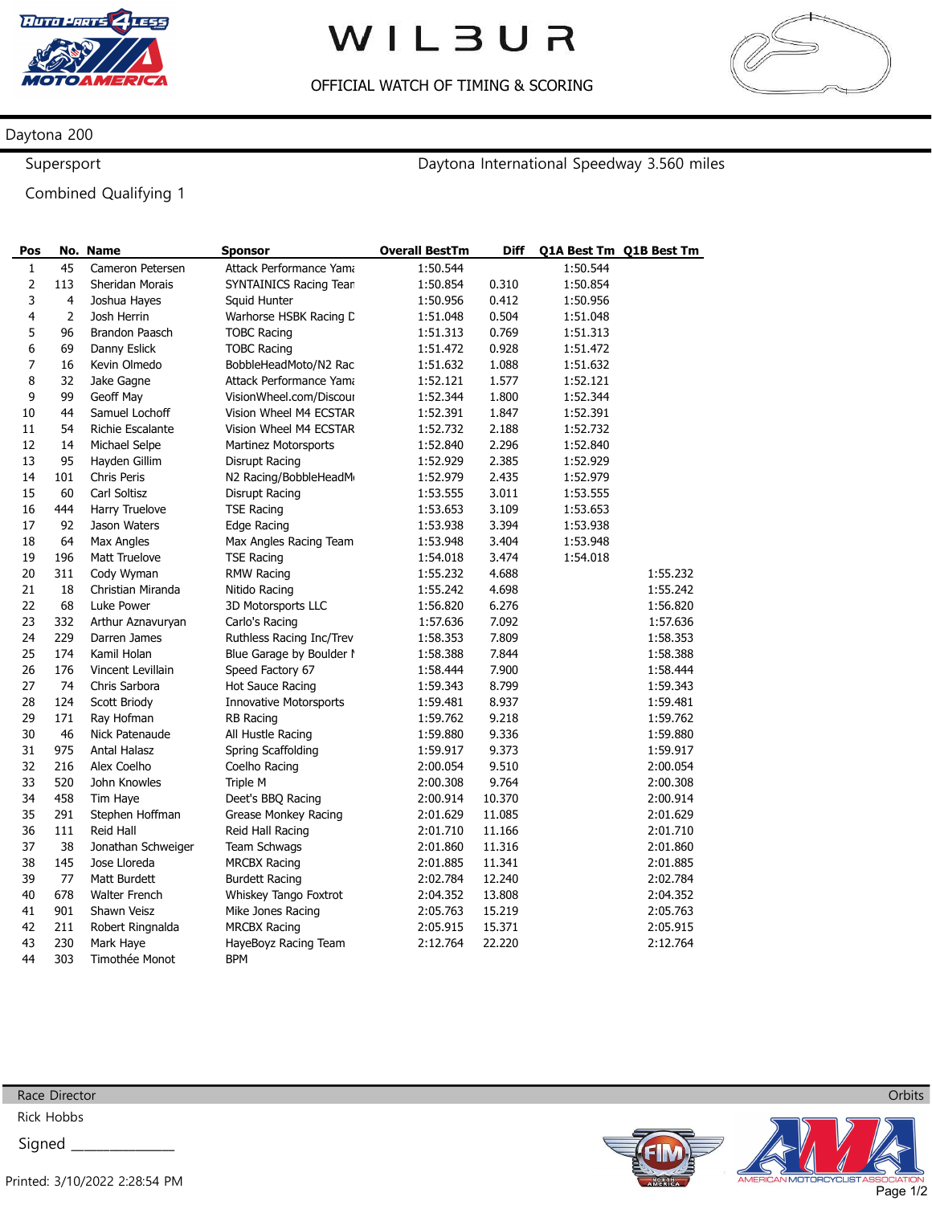# WILBUR

OFFICIAL WATCH OF TIMING & SCORING

## Daytona 200

Supersport — Daytona International Speedway 3.560 miles

Combined Qualifying 1

| Pos | No. | Name | Sponsor | Overall BestTm | Diff | Q1A Best Tm | Q1B Best Tm |
|---|---|---|---|---|---|---|---|
| 1 | 45 | Cameron Petersen | Attack Performance Yam | 1:50.544 | | 1:50.544 | |
| 2 | 113 | Sheridan Morais | SYNTAINICS Racing Tean | 1:50.854 | 0.310 | 1:50.854 | |
| 3 | 4 | Joshua Hayes | Squid Hunter | 1:50.956 | 0.412 | 1:50.956 | |
| 4 | 2 | Josh Herrin | Warhorse HSBK Racing D | 1:51.048 | 0.504 | 1:51.048 | |
| 5 | 96 | Brandon Paasch | TOBC Racing | 1:51.313 | 0.769 | 1:51.313 | |
| 6 | 69 | Danny Eslick | TOBC Racing | 1:51.472 | 0.928 | 1:51.472 | |
| 7 | 16 | Kevin Olmedo | BobbleHeadMoto/N2 Rac | 1:51.632 | 1.088 | 1:51.632 | |
| 8 | 32 | Jake Gagne | Attack Performance Yam | 1:52.121 | 1.577 | 1:52.121 | |
| 9 | 99 | Geoff May | VisionWheel.com/Discou | 1:52.344 | 1.800 | 1:52.344 | |
| 10 | 44 | Samuel Lochoff | Vision Wheel M4 ECSTAR | 1:52.391 | 1.847 | 1:52.391 | |
| 11 | 54 | Richie Escalante | Vision Wheel M4 ECSTAR | 1:52.732 | 2.188 | 1:52.732 | |
| 12 | 14 | Michael Selpe | Martinez Motorsports | 1:52.840 | 2.296 | 1:52.840 | |
| 13 | 95 | Hayden Gillim | Disrupt Racing | 1:52.929 | 2.385 | 1:52.929 | |
| 14 | 101 | Chris Peris | N2 Racing/BobbleHeadM | 1:52.979 | 2.435 | 1:52.979 | |
| 15 | 60 | Carl Soltisz | Disrupt Racing | 1:53.555 | 3.011 | 1:53.555 | |
| 16 | 444 | Harry Truelove | TSE Racing | 1:53.653 | 3.109 | 1:53.653 | |
| 17 | 92 | Jason Waters | Edge Racing | 1:53.938 | 3.394 | 1:53.938 | |
| 18 | 64 | Max Angles | Max Angles Racing Team | 1:53.948 | 3.404 | 1:53.948 | |
| 19 | 196 | Matt Truelove | TSE Racing | 1:54.018 | 3.474 | 1:54.018 | |
| 20 | 311 | Cody Wyman | RMW Racing | 1:55.232 | 4.688 | | 1:55.232 |
| 21 | 18 | Christian Miranda | Nitido Racing | 1:55.242 | 4.698 | | 1:55.242 |
| 22 | 68 | Luke Power | 3D Motorsports LLC | 1:56.820 | 6.276 | | 1:56.820 |
| 23 | 332 | Arthur Aznavuryan | Carlo's Racing | 1:57.636 | 7.092 | | 1:57.636 |
| 24 | 229 | Darren James | Ruthless Racing Inc/Trev | 1:58.353 | 7.809 | | 1:58.353 |
| 25 | 174 | Kamil Holan | Blue Garage by Boulder I | 1:58.388 | 7.844 | | 1:58.388 |
| 26 | 176 | Vincent Levillain | Speed Factory 67 | 1:58.444 | 7.900 | | 1:58.444 |
| 27 | 74 | Chris Sarbora | Hot Sauce Racing | 1:59.343 | 8.799 | | 1:59.343 |
| 28 | 124 | Scott Briody | Innovative Motorsports | 1:59.481 | 8.937 | | 1:59.481 |
| 29 | 171 | Ray Hofman | RB Racing | 1:59.762 | 9.218 | | 1:59.762 |
| 30 | 46 | Nick Patenaude | All Hustle Racing | 1:59.880 | 9.336 | | 1:59.880 |
| 31 | 975 | Antal Halasz | Spring Scaffolding | 1:59.917 | 9.373 | | 1:59.917 |
| 32 | 216 | Alex Coelho | Coelho Racing | 2:00.054 | 9.510 | | 2:00.054 |
| 33 | 520 | John Knowles | Triple M | 2:00.308 | 9.764 | | 2:00.308 |
| 34 | 458 | Tim Haye | Deet's BBQ Racing | 2:00.914 | 10.370 | | 2:00.914 |
| 35 | 291 | Stephen Hoffman | Grease Monkey Racing | 2:01.629 | 11.085 | | 2:01.629 |
| 36 | 111 | Reid Hall | Reid Hall Racing | 2:01.710 | 11.166 | | 2:01.710 |
| 37 | 38 | Jonathan Schweiger | Team Schwags | 2:01.860 | 11.316 | | 2:01.860 |
| 38 | 145 | Jose Lloreda | MRCBX Racing | 2:01.885 | 11.341 | | 2:01.885 |
| 39 | 77 | Matt Burdett | Burdett Racing | 2:02.784 | 12.240 | | 2:02.784 |
| 40 | 678 | Walter French | Whiskey Tango Foxtrot | 2:04.352 | 13.808 | | 2:04.352 |
| 41 | 901 | Shawn Veisz | Mike Jones Racing | 2:05.763 | 15.219 | | 2:05.763 |
| 42 | 211 | Robert Ringnalda | MRCBX Racing | 2:05.915 | 15.371 | | 2:05.915 |
| 43 | 230 | Mark Haye | HayeBoyz Racing Team | 2:12.764 | 22.220 | | 2:12.764 |
| 44 | 303 | Timothée Monot | BPM | | | | |

Race Director

Rick Hobbs

Signed ______________

Orbits

Printed: 3/10/2022 2:28:54 PM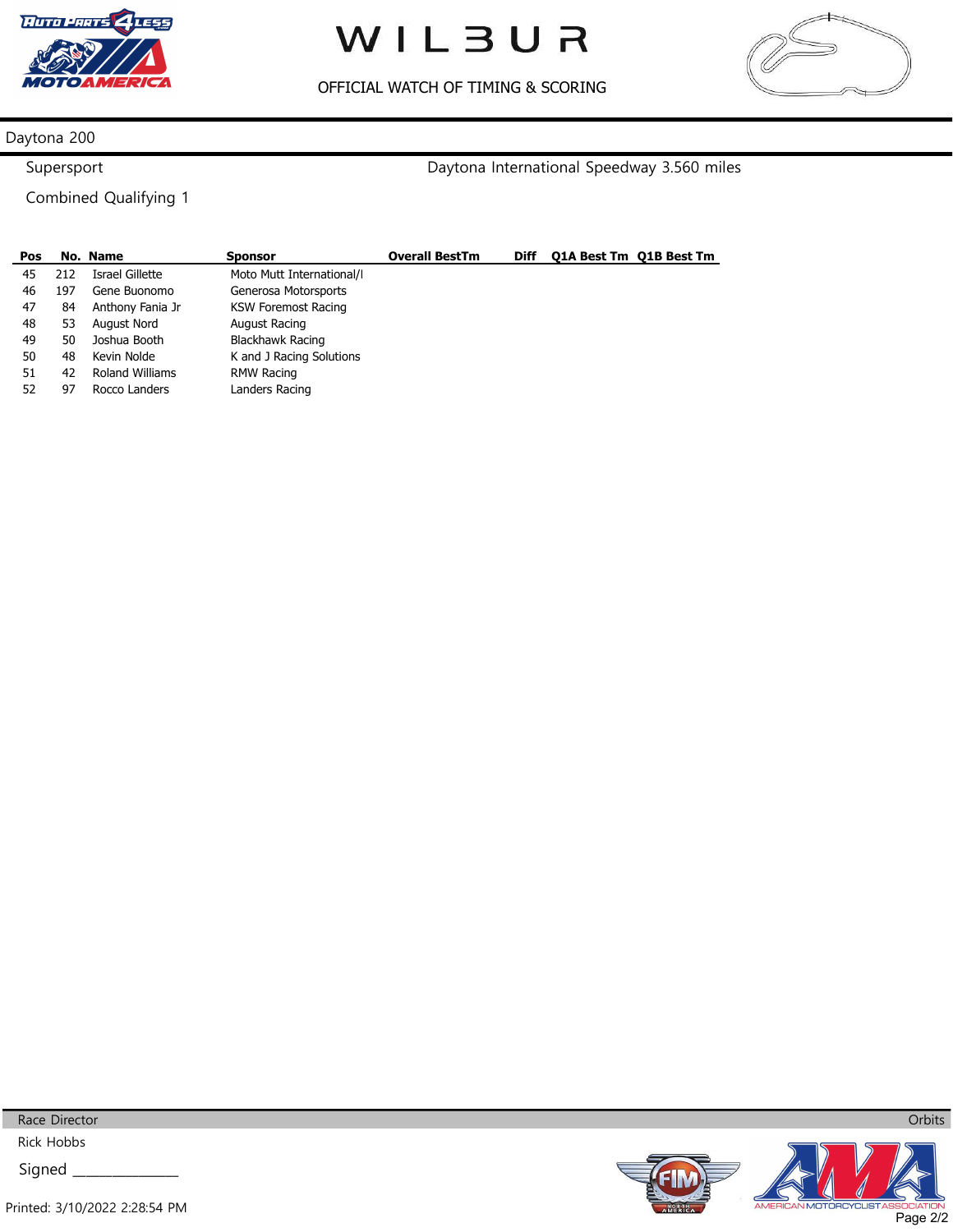WILBUR

OFFICIAL WATCH OF TIMING & SCORING

Daytona 200

Supersport

Daytona International Speedway 3.560 miles

Combined Qualifying 1

| Pos | No. | Name | Sponsor | Overall BestTm | Diff | Q1A Best Tm | Q1B Best Tm |
|---|---|---|---|---|---|---|---|
| 45 | 212 | Israel Gillette | Moto Mutt International/I | | | | |
| 46 | 197 | Gene Buonomo | Generosa Motorsports | | | | |
| 47 | 84 | Anthony Fania Jr | KSW Foremost Racing | | | | |
| 48 | 53 | August Nord | August Racing | | | | |
| 49 | 50 | Joshua Booth | Blackhawk Racing | | | | |
| 50 | 48 | Kevin Nolde | K and J Racing Solutions | | | | |
| 51 | 42 | Roland Williams | RMW Racing | | | | |
| 52 | 97 | Rocco Landers | Landers Racing | | | | |

Race Director

Rick Hobbs

Signed _____________

Orbits

Printed: 3/10/2022 2:28:54 PM